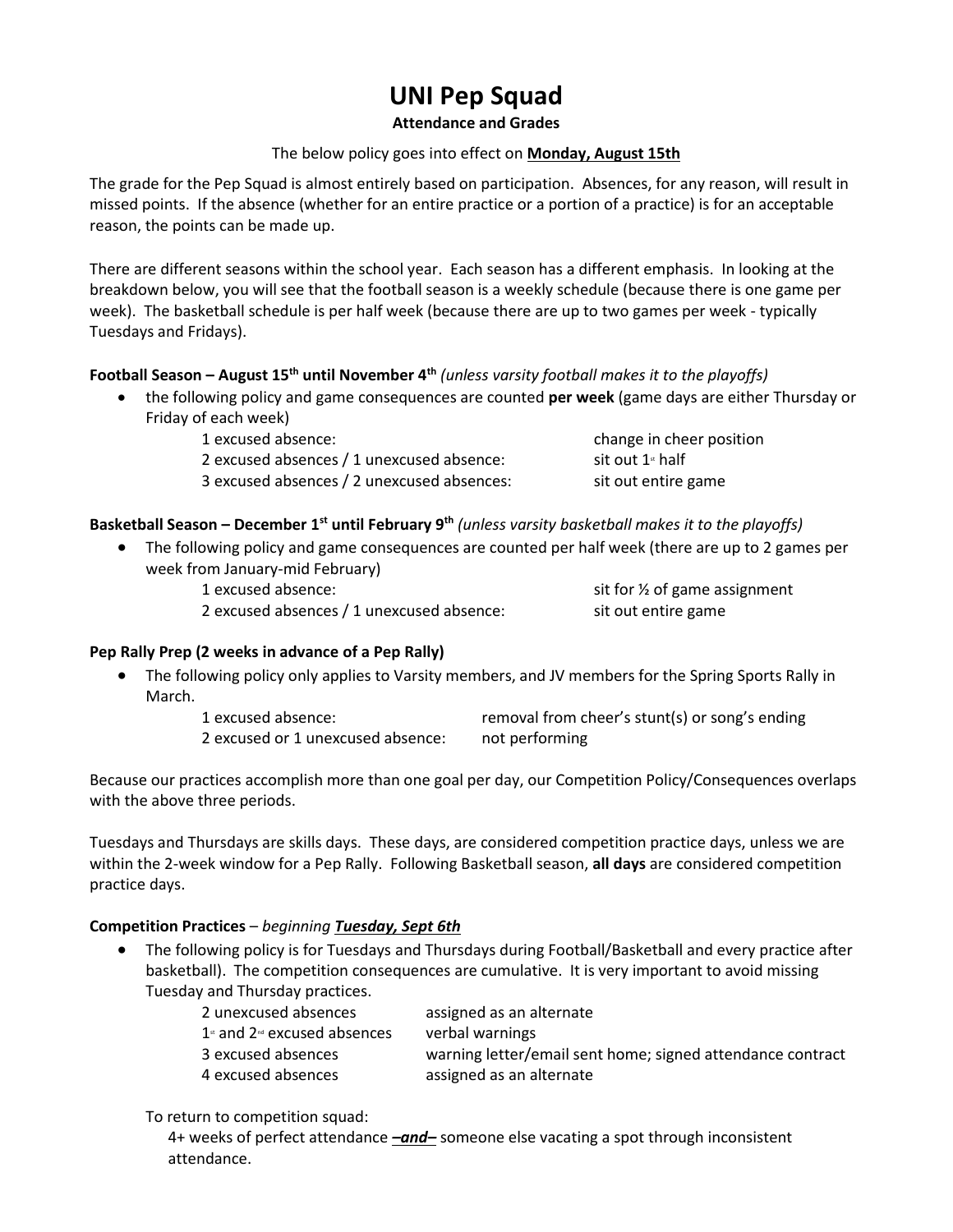# UNI Pep Squad

**Attendance and Grades**

The below policy goes into effect on **Monday, August 15th**

The grade for the Pep Squad is almost entirely based on participation. Absences, for any reason, will result in missed points. If the absence (whether for an entire practice or a portion of a practice) is for an acceptable reason, the points can be made up.

There are different seasons within the school year. Each season has a different emphasis. In looking at the breakdown below, you will see that the football season is a weekly schedule (because there is one game per week). The basketball schedule is per half week (because there are up to two games per week - typically Tuesdays and Fridays).

**Football Season – August 15th until November 4th** *(unless varsity football makes it to the playoffs)*

- the following policy and game consequences are counted **per week** (game days are either Thursday or Friday of each week)

| | |
|---|---|
| 1 excused absence: | change in cheer position |
| 2 excused absences / 1 unexcused absence: | sit out 1st half |
| 3 excused absences / 2 unexcused absences: | sit out entire game |

**Basketball Season – December 1st until February 9th** *(unless varsity basketball makes it to the playoffs)*

- The following policy and game consequences are counted per half week (there are up to 2 games per week from January-mid February)

| | |
|---|---|
| 1 excused absence: | sit for ½ of game assignment |
| 2 excused absences / 1 unexcused absence: | sit out entire game |

**Pep Rally Prep (2 weeks in advance of a Pep Rally)**

- The following policy only applies to Varsity members, and JV members for the Spring Sports Rally in March.

| | |
|---|---|
| 1 excused absence: | removal from cheer's stunt(s) or song's ending |
| 2 excused or 1 unexcused absence: | not performing |

Because our practices accomplish more than one goal per day, our Competition Policy/Consequences overlaps with the above three periods.

Tuesdays and Thursdays are skills days. These days, are considered competition practice days, unless we are within the 2-week window for a Pep Rally. Following Basketball season, **all days** are considered competition practice days.

**Competition Practices** – *beginning* ***Tuesday, Sept 6th***

- The following policy is for Tuesdays and Thursdays during Football/Basketball and every practice after basketball). The competition consequences are cumulative. It is very important to avoid missing Tuesday and Thursday practices.

| | |
|---|---|
| 2 unexcused absences | assigned as an alternate |
| 1st and 2nd excused absences | verbal warnings |
| 3 excused absences | warning letter/email sent home; signed attendance contract |
| 4 excused absences | assigned as an alternate |

To return to competition squad:

4+ weeks of perfect attendance ***–and–*** someone else vacating a spot through inconsistent attendance.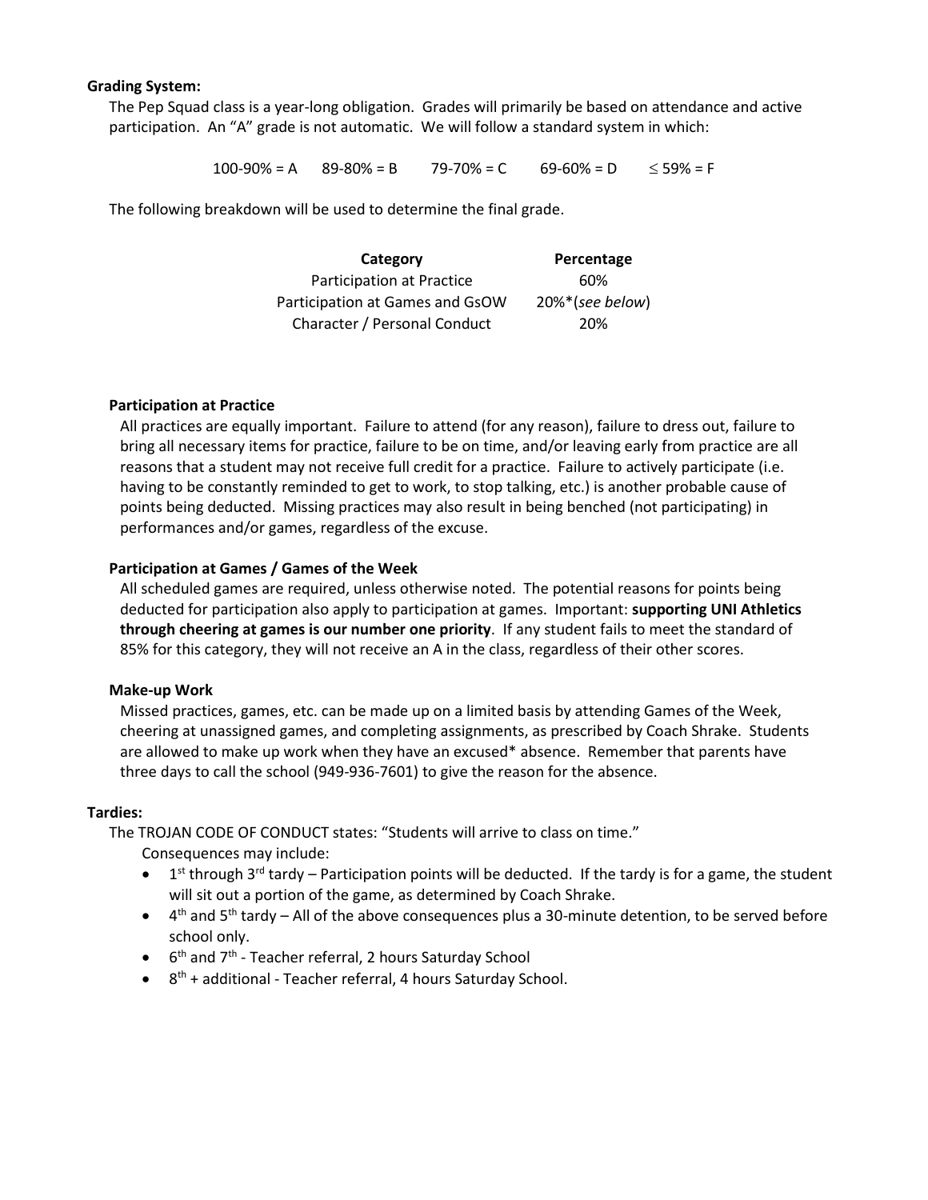**Grading System:**

The Pep Squad class is a year-long obligation. Grades will primarily be based on attendance and active participation. An "A" grade is not automatic. We will follow a standard system in which:

100-90% = A    89-80% = B    79-70% = C    69-60% = D    $\leq$ 59% = F

The following breakdown will be used to determine the final grade.

| Category | Percentage |
|---|---|
| Participation at Practice | 60% |
| Participation at Games and GsOW | 20%*(*see below*) |
| Character / Personal Conduct | 20% |

**Participation at Practice**

All practices are equally important. Failure to attend (for any reason), failure to dress out, failure to bring all necessary items for practice, failure to be on time, and/or leaving early from practice are all reasons that a student may not receive full credit for a practice. Failure to actively participate (i.e. having to be constantly reminded to get to work, to stop talking, etc.) is another probable cause of points being deducted. Missing practices may also result in being benched (not participating) in performances and/or games, regardless of the excuse.

**Participation at Games / Games of the Week**

All scheduled games are required, unless otherwise noted. The potential reasons for points being deducted for participation also apply to participation at games. Important: **supporting UNI Athletics through cheering at games is our number one priority**. If any student fails to meet the standard of 85% for this category, they will not receive an A in the class, regardless of their other scores.

**Make-up Work**

Missed practices, games, etc. can be made up on a limited basis by attending Games of the Week, cheering at unassigned games, and completing assignments, as prescribed by Coach Shrake. Students are allowed to make up work when they have an excused* absence. Remember that parents have three days to call the school (949-936-7601) to give the reason for the absence.

**Tardies:**

The TROJAN CODE OF CONDUCT states: "Students will arrive to class on time."

Consequences may include:

- 1st through 3rd tardy – Participation points will be deducted. If the tardy is for a game, the student will sit out a portion of the game, as determined by Coach Shrake.
- 4th and 5th tardy – All of the above consequences plus a 30-minute detention, to be served before school only.
- 6th and 7th - Teacher referral, 2 hours Saturday School
- 8th + additional - Teacher referral, 4 hours Saturday School.